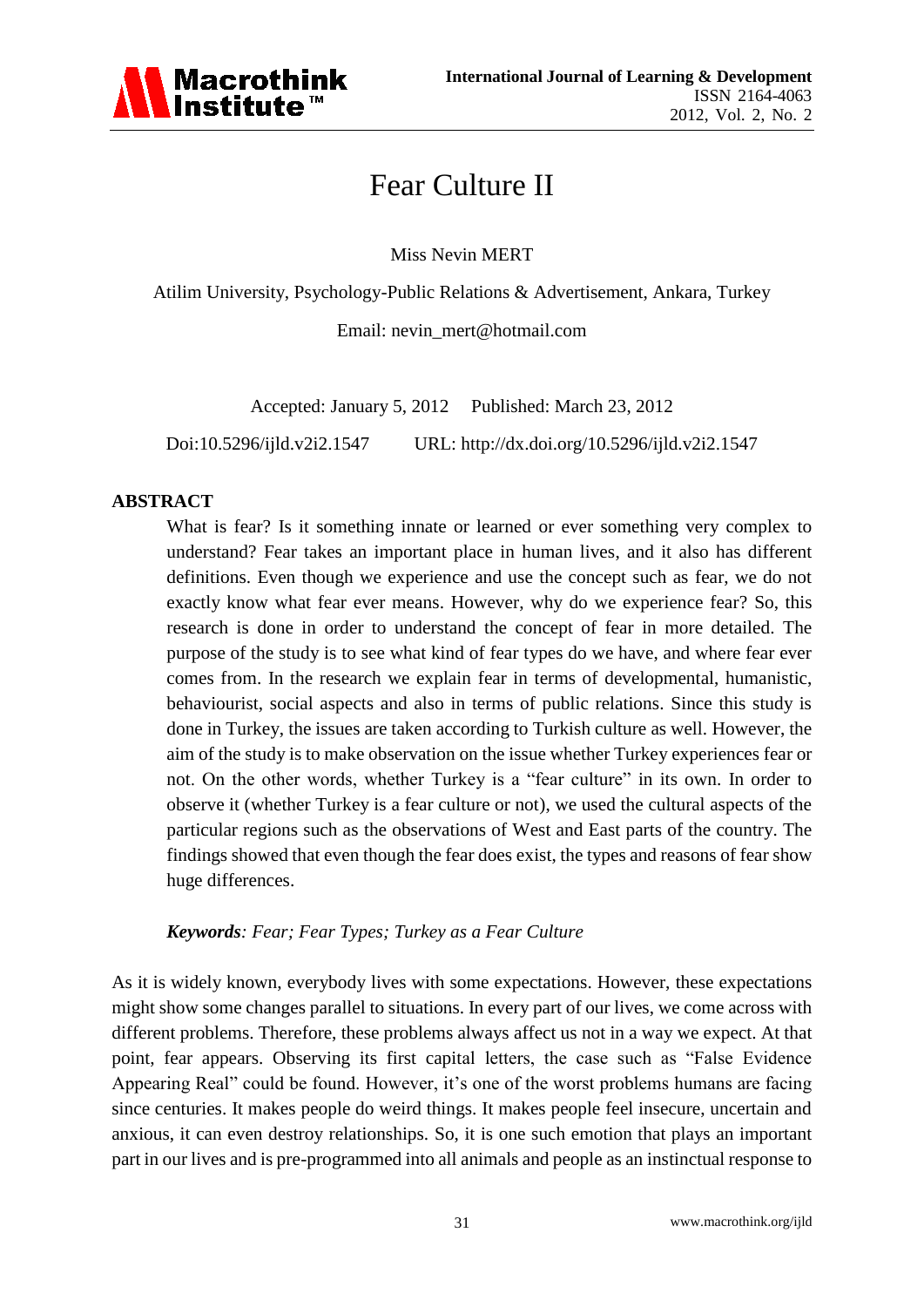# Fear Culture II

Miss Nevin MERT

Atilim University, Psychology-Public Relations & Advertisement, Ankara, Turkey

Email: nevin_mert@hotmail.com

Accepted: January 5, 2012 Published: March 23, 2012

Doi:10.5296/ijld.v2i2.1547 URL: http://dx.doi.org/10.5296/ijld.v2i2.1547

## ABSTRACT

What is fear? Is it something innate or learned or ever something very complex to understand? Fear takes an important place in human lives, and it also has different definitions. Even though we experience and use the concept such as fear, we do not exactly know what fear ever means. However, why do we experience fear? So, this research is done in order to understand the concept of fear in more detailed. The purpose of the study is to see what kind of fear types do we have, and where fear ever comes from. In the research we explain fear in terms of developmental, humanistic, behaviourist, social aspects and also in terms of public relations. Since this study is done in Turkey, the issues are taken according to Turkish culture as well. However, the aim of the study is to make observation on the issue whether Turkey experiences fear or not. On the other words, whether Turkey is a "fear culture" in its own. In order to observe it (whether Turkey is a fear culture or not), we used the cultural aspects of the particular regions such as the observations of West and East parts of the country. The findings showed that even though the fear does exist, the types and reasons of fear show huge differences.

***Keywords****: Fear; Fear Types; Turkey as a Fear Culture*

As it is widely known, everybody lives with some expectations. However, these expectations might show some changes parallel to situations. In every part of our lives, we come across with different problems. Therefore, these problems always affect us not in a way we expect. At that point, fear appears. Observing its first capital letters, the case such as "False Evidence Appearing Real" could be found. However, it's one of the worst problems humans are facing since centuries. It makes people do weird things. It makes people feel insecure, uncertain and anxious, it can even destroy relationships. So, it is one such emotion that plays an important part in our lives and is pre-programmed into all animals and people as an instinctual response to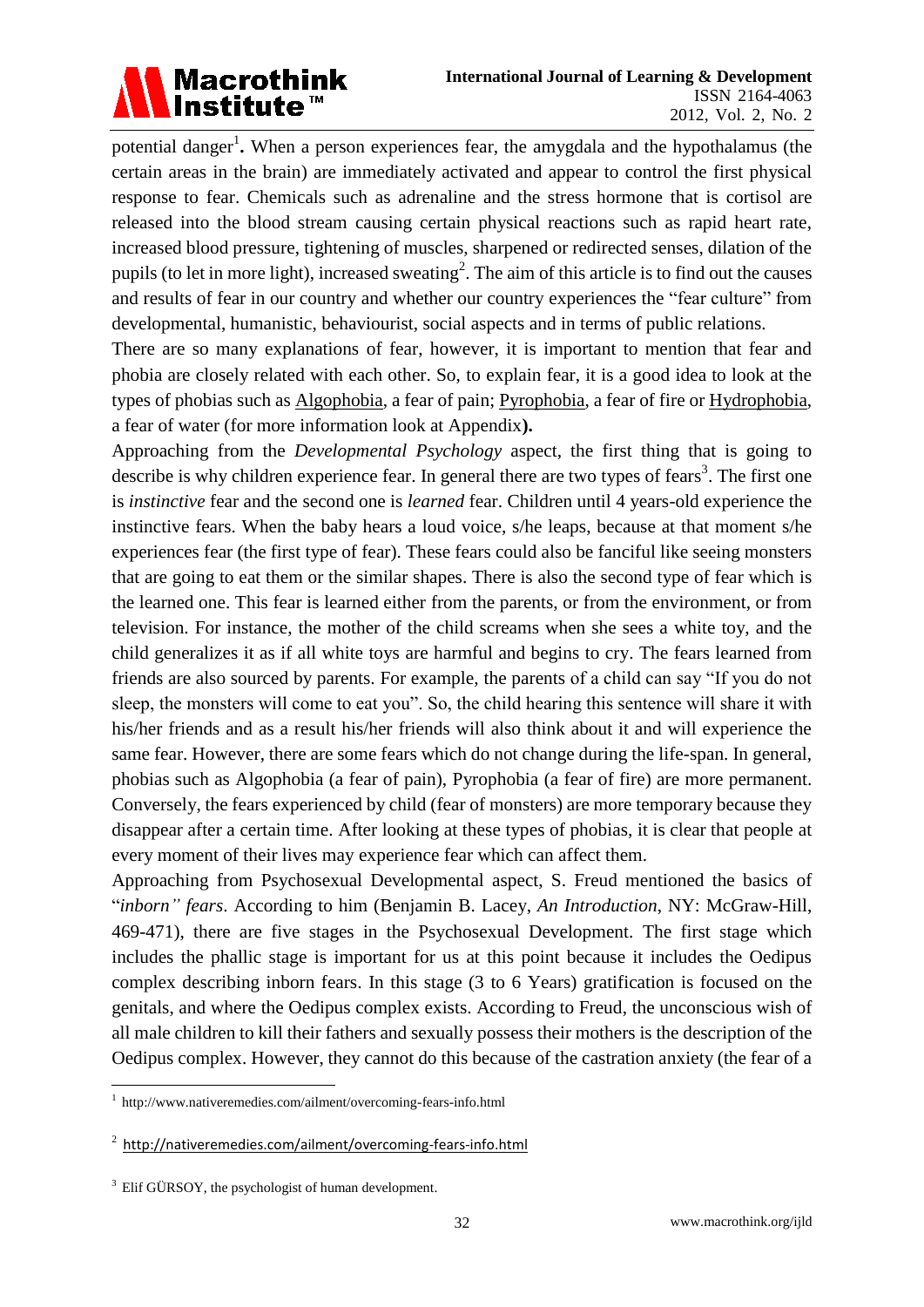potential danger[1]**.** When a person experiences fear, the amygdala and the hypothalamus (the certain areas in the brain) are immediately activated and appear to control the first physical response to fear. Chemicals such as adrenaline and the stress hormone that is cortisol are released into the blood stream causing certain physical reactions such as rapid heart rate, increased blood pressure, tightening of muscles, sharpened or redirected senses, dilation of the pupils (to let in more light), increased sweating[2]. The aim of this article is to find out the causes and results of fear in our country and whether our country experiences the "fear culture" from developmental, humanistic, behaviourist, social aspects and in terms of public relations.

There are so many explanations of fear, however, it is important to mention that fear and phobia are closely related with each other. So, to explain fear, it is a good idea to look at the types of phobias such as Algophobia, a fear of pain; Pyrophobia, a fear of fire or Hydrophobia, a fear of water (for more information look at Appendix**).**

Approaching from the *Developmental Psychology* aspect, the first thing that is going to describe is why children experience fear. In general there are two types of fears[3]. The first one is *instinctive* fear and the second one is *learned* fear. Children until 4 years-old experience the instinctive fears. When the baby hears a loud voice, s/he leaps, because at that moment s/he experiences fear (the first type of fear). These fears could also be fanciful like seeing monsters that are going to eat them or the similar shapes. There is also the second type of fear which is the learned one. This fear is learned either from the parents, or from the environment, or from television. For instance, the mother of the child screams when she sees a white toy, and the child generalizes it as if all white toys are harmful and begins to cry. The fears learned from friends are also sourced by parents. For example, the parents of a child can say "If you do not sleep, the monsters will come to eat you". So, the child hearing this sentence will share it with his/her friends and as a result his/her friends will also think about it and will experience the same fear. However, there are some fears which do not change during the life-span. In general, phobias such as Algophobia (a fear of pain), Pyrophobia (a fear of fire) are more permanent. Conversely, the fears experienced by child (fear of monsters) are more temporary because they disappear after a certain time. After looking at these types of phobias, it is clear that people at every moment of their lives may experience fear which can affect them.

Approaching from Psychosexual Developmental aspect, S. Freud mentioned the basics of "*inborn" fears*. According to him (Benjamin B. Lacey, *An Introduction*, NY: McGraw-Hill, 469-471), there are five stages in the Psychosexual Development. The first stage which includes the phallic stage is important for us at this point because it includes the Oedipus complex describing inborn fears. In this stage (3 to 6 Years) gratification is focused on the genitals, and where the Oedipus complex exists. According to Freud, the unconscious wish of all male children to kill their fathers and sexually possess their mothers is the description of the Oedipus complex. However, they cannot do this because of the castration anxiety (the fear of a

---

[1] http://www.nativeremedies.com/ailment/overcoming-fears-info.html

[2] http://nativeremedies.com/ailment/overcoming-fears-info.html

[3] Elif GÜRSOY, the psychologist of human development.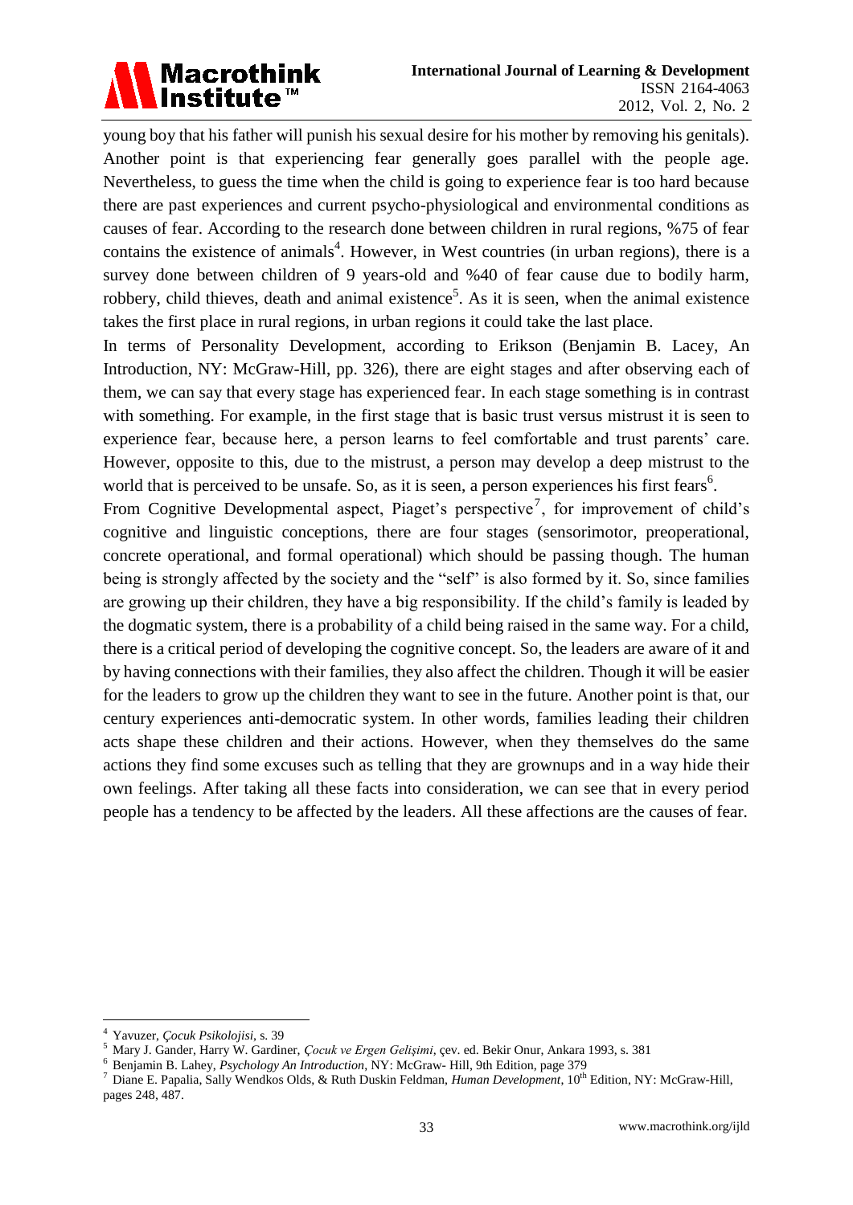young boy that his father will punish his sexual desire for his mother by removing his genitals). Another point is that experiencing fear generally goes parallel with the people age. Nevertheless, to guess the time when the child is going to experience fear is too hard because there are past experiences and current psycho-physiological and environmental conditions as causes of fear. According to the research done between children in rural regions, %75 of fear contains the existence of animals[4]. However, in West countries (in urban regions), there is a survey done between children of 9 years-old and %40 of fear cause due to bodily harm, robbery, child thieves, death and animal existence[5]. As it is seen, when the animal existence takes the first place in rural regions, in urban regions it could take the last place.

In terms of Personality Development, according to Erikson (Benjamin B. Lacey, An Introduction, NY: McGraw-Hill, pp. 326), there are eight stages and after observing each of them, we can say that every stage has experienced fear. In each stage something is in contrast with something. For example, in the first stage that is basic trust versus mistrust it is seen to experience fear, because here, a person learns to feel comfortable and trust parents' care. However, opposite to this, due to the mistrust, a person may develop a deep mistrust to the world that is perceived to be unsafe. So, as it is seen, a person experiences his first fears[6].

From Cognitive Developmental aspect, Piaget's perspective[7], for improvement of child's cognitive and linguistic conceptions, there are four stages (sensorimotor, preoperational, concrete operational, and formal operational) which should be passing though. The human being is strongly affected by the society and the "self" is also formed by it. So, since families are growing up their children, they have a big responsibility. If the child's family is leaded by the dogmatic system, there is a probability of a child being raised in the same way. For a child, there is a critical period of developing the cognitive concept. So, the leaders are aware of it and by having connections with their families, they also affect the children. Though it will be easier for the leaders to grow up the children they want to see in the future. Another point is that, our century experiences anti-democratic system. In other words, families leading their children acts shape these children and their actions. However, when they themselves do the same actions they find some excuses such as telling that they are grownups and in a way hide their own feelings. After taking all these facts into consideration, we can see that in every period people has a tendency to be affected by the leaders. All these affections are the causes of fear.

---

[4] Yavuzer, *Çocuk Psikolojisi*, s. 39

[5] Mary J. Gander, Harry W. Gardiner, *Çocuk ve Ergen Gelişimi*, çev. ed. Bekir Onur, Ankara 1993, s. 381

[6] Benjamin B. Lahey, *Psychology An Introduction*, NY: McGraw- Hill, 9th Edition, page 379

[7] Diane E. Papalia, Sally Wendkos Olds, & Ruth Duskin Feldman, *Human Development*, 10th Edition, NY: McGraw-Hill, pages 248, 487.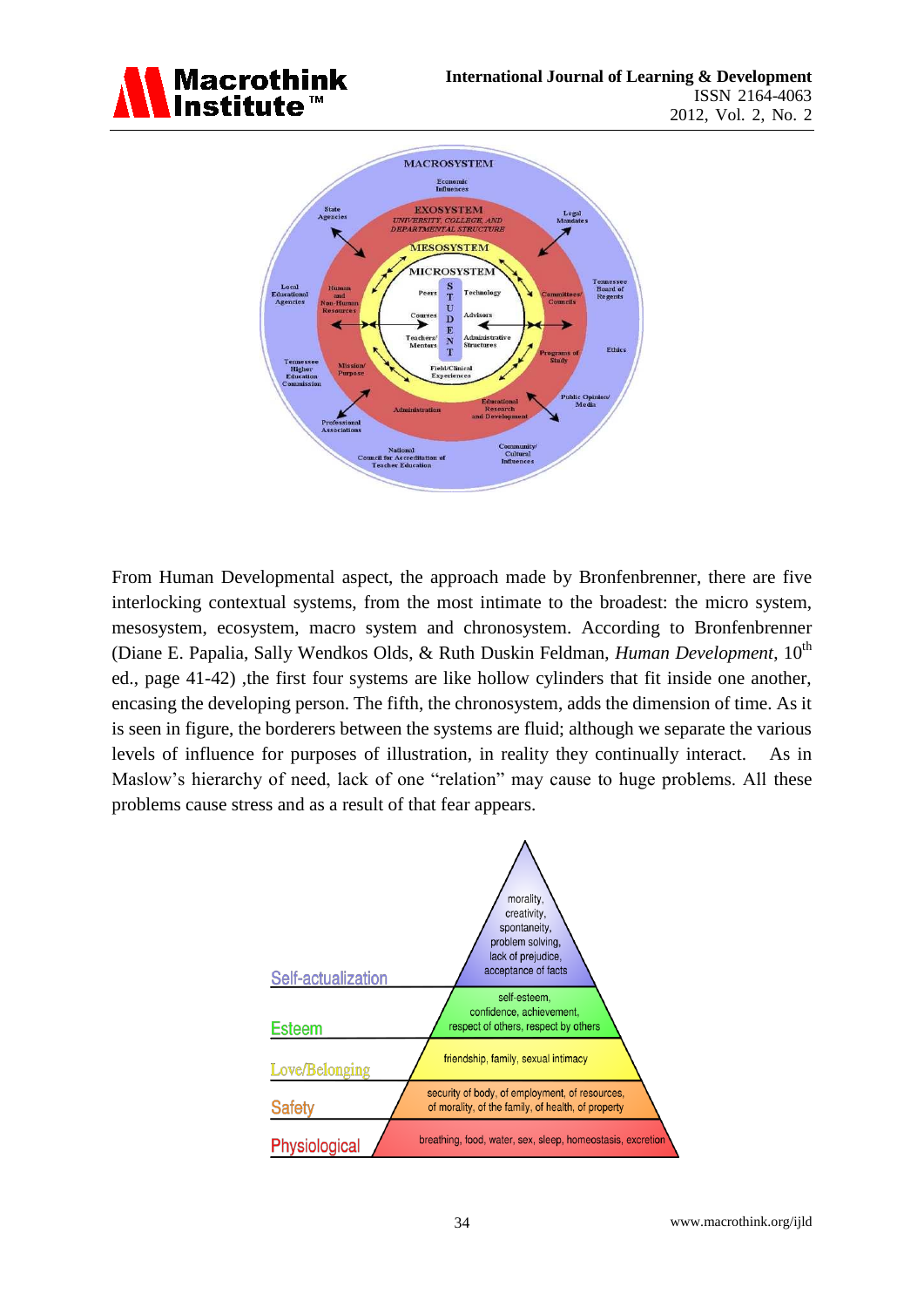From Human Developmental aspect, the approach made by Bronfenbrenner, there are five interlocking contextual systems, from the most intimate to the broadest: the micro system, mesosystem, ecosystem, macro system and chronosystem. According to Bronfenbrenner (Diane E. Papalia, Sally Wendkos Olds, & Ruth Duskin Feldman, *Human Development*, 10th ed., page 41-42) ,the first four systems are like hollow cylinders that fit inside one another, encasing the developing person. The fifth, the chronosystem, adds the dimension of time. As it is seen in figure, the borderers between the systems are fluid; although we separate the various levels of influence for purposes of illustration, in reality they continually interact. As in Maslow's hierarchy of need, lack of one "relation" may cause to huge problems. All these problems cause stress and as a result of that fear appears.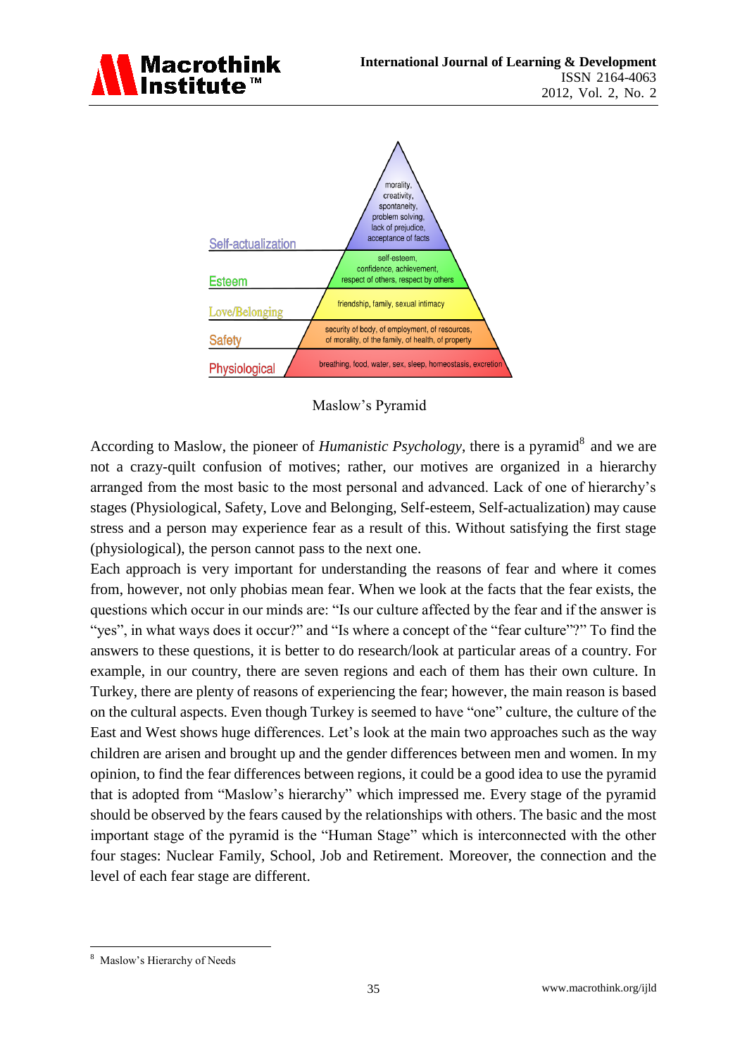Maslow's Pyramid

According to Maslow, the pioneer of *Humanistic Psychology*, there is a pyramid[8] and we are not a crazy-quilt confusion of motives; rather, our motives are organized in a hierarchy arranged from the most basic to the most personal and advanced. Lack of one of hierarchy's stages (Physiological, Safety, Love and Belonging, Self-esteem, Self-actualization) may cause stress and a person may experience fear as a result of this. Without satisfying the first stage (physiological), the person cannot pass to the next one.

Each approach is very important for understanding the reasons of fear and where it comes from, however, not only phobias mean fear. When we look at the facts that the fear exists, the questions which occur in our minds are: "Is our culture affected by the fear and if the answer is "yes", in what ways does it occur?" and "Is where a concept of the "fear culture"?" To find the answers to these questions, it is better to do research/look at particular areas of a country. For example, in our country, there are seven regions and each of them has their own culture. In Turkey, there are plenty of reasons of experiencing the fear; however, the main reason is based on the cultural aspects. Even though Turkey is seemed to have "one" culture, the culture of the East and West shows huge differences. Let's look at the main two approaches such as the way children are arisen and brought up and the gender differences between men and women. In my opinion, to find the fear differences between regions, it could be a good idea to use the pyramid that is adopted from "Maslow's hierarchy" which impressed me. Every stage of the pyramid should be observed by the fears caused by the relationships with others. The basic and the most important stage of the pyramid is the "Human Stage" which is interconnected with the other four stages: Nuclear Family, School, Job and Retirement. Moreover, the connection and the level of each fear stage are different.

---

[8] Maslow's Hierarchy of Needs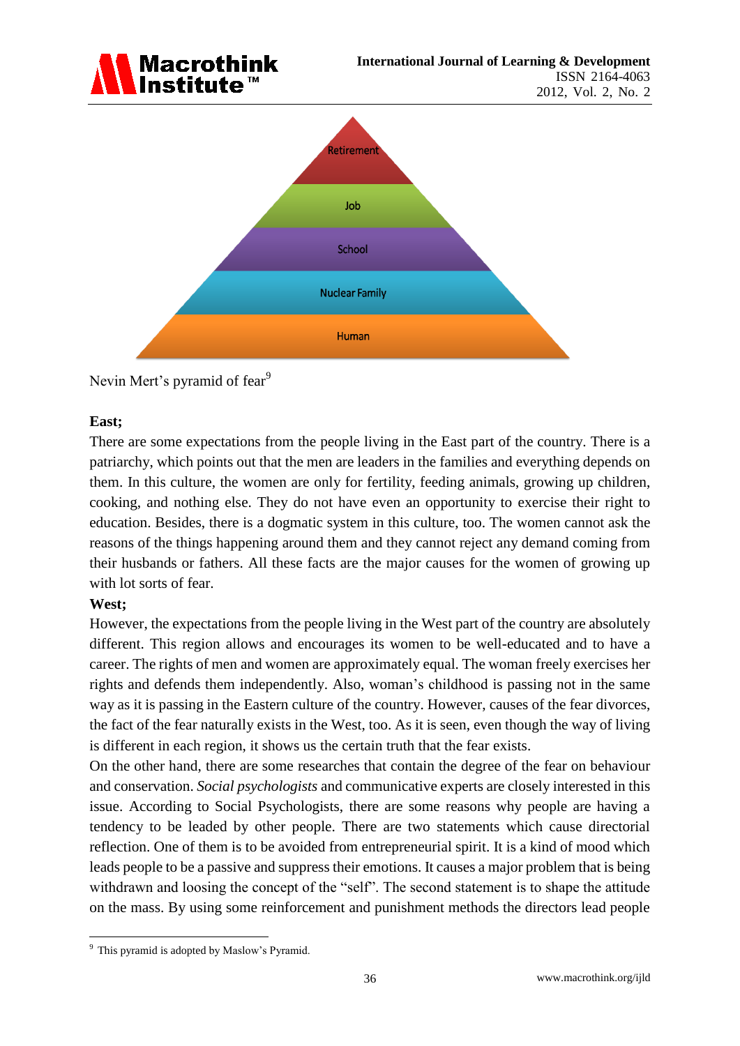Retirement

Job

School

Nuclear Family

Human

Nevin Mert's pyramid of fear[9]

**East;**

There are some expectations from the people living in the East part of the country. There is a patriarchy, which points out that the men are leaders in the families and everything depends on them. In this culture, the women are only for fertility, feeding animals, growing up children, cooking, and nothing else. They do not have even an opportunity to exercise their right to education. Besides, there is a dogmatic system in this culture, too. The women cannot ask the reasons of the things happening around them and they cannot reject any demand coming from their husbands or fathers. All these facts are the major causes for the women of growing up with lot sorts of fear.

**West;**

However, the expectations from the people living in the West part of the country are absolutely different. This region allows and encourages its women to be well-educated and to have a career. The rights of men and women are approximately equal. The woman freely exercises her rights and defends them independently. Also, woman's childhood is passing not in the same way as it is passing in the Eastern culture of the country. However, causes of the fear divorces, the fact of the fear naturally exists in the West, too. As it is seen, even though the way of living is different in each region, it shows us the certain truth that the fear exists.

On the other hand, there are some researches that contain the degree of the fear on behaviour and conservation. *Social psychologists* and communicative experts are closely interested in this issue. According to Social Psychologists, there are some reasons why people are having a tendency to be leaded by other people. There are two statements which cause directorial reflection. One of them is to be avoided from entrepreneurial spirit. It is a kind of mood which leads people to be a passive and suppress their emotions. It causes a major problem that is being withdrawn and loosing the concept of the "self". The second statement is to shape the attitude on the mass. By using some reinforcement and punishment methods the directors lead people

[9] This pyramid is adopted by Maslow's Pyramid.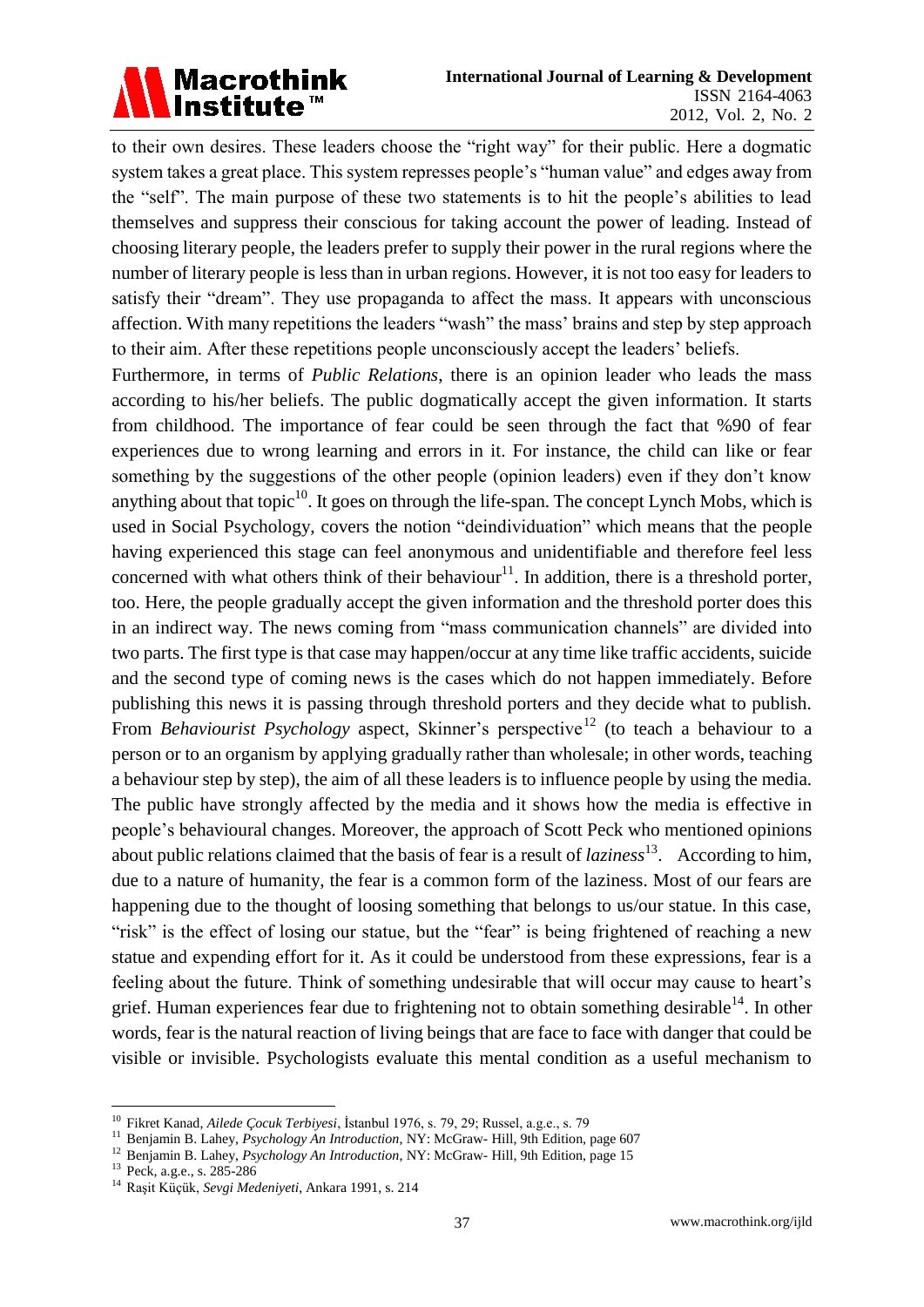to their own desires. These leaders choose the "right way" for their public. Here a dogmatic system takes a great place. This system represses people's "human value" and edges away from the "self". The main purpose of these two statements is to hit the people's abilities to lead themselves and suppress their conscious for taking account the power of leading. Instead of choosing literary people, the leaders prefer to supply their power in the rural regions where the number of literary people is less than in urban regions. However, it is not too easy for leaders to satisfy their "dream". They use propaganda to affect the mass. It appears with unconscious affection. With many repetitions the leaders "wash" the mass' brains and step by step approach to their aim. After these repetitions people unconsciously accept the leaders' beliefs.

Furthermore, in terms of *Public Relations*, there is an opinion leader who leads the mass according to his/her beliefs. The public dogmatically accept the given information. It starts from childhood. The importance of fear could be seen through the fact that %90 of fear experiences due to wrong learning and errors in it. For instance, the child can like or fear something by the suggestions of the other people (opinion leaders) even if they don't know anything about that topic[10]. It goes on through the life-span. The concept Lynch Mobs, which is used in Social Psychology, covers the notion "deindividuation" which means that the people having experienced this stage can feel anonymous and unidentifiable and therefore feel less concerned with what others think of their behaviour[11]. In addition, there is a threshold porter, too. Here, the people gradually accept the given information and the threshold porter does this in an indirect way. The news coming from "mass communication channels" are divided into two parts. The first type is that case may happen/occur at any time like traffic accidents, suicide and the second type of coming news is the cases which do not happen immediately. Before publishing this news it is passing through threshold porters and they decide what to publish. From *Behaviourist Psychology* aspect, Skinner's perspective[12] (to teach a behaviour to a person or to an organism by applying gradually rather than wholesale; in other words, teaching a behaviour step by step), the aim of all these leaders is to influence people by using the media. The public have strongly affected by the media and it shows how the media is effective in people's behavioural changes. Moreover, the approach of Scott Peck who mentioned opinions about public relations claimed that the basis of fear is a result of *laziness*[13]. According to him, due to a nature of humanity, the fear is a common form of the laziness. Most of our fears are happening due to the thought of loosing something that belongs to us/our statue. In this case, "risk" is the effect of losing our statue, but the "fear" is being frightened of reaching a new statue and expending effort for it. As it could be understood from these expressions, fear is a feeling about the future. Think of something undesirable that will occur may cause to heart's grief. Human experiences fear due to frightening not to obtain something desirable[14]. In other words, fear is the natural reaction of living beings that are face to face with danger that could be visible or invisible. Psychologists evaluate this mental condition as a useful mechanism to

---

[10] Fikret Kanad, *Ailede Çocuk Terbiyesi*, İstanbul 1976, s. 79, 29; Russel, a.g.e., s. 79

[11] Benjamin B. Lahey, *Psychology An Introduction*, NY: McGraw- Hill, 9th Edition, page 607

[12] Benjamin B. Lahey, *Psychology An Introduction*, NY: McGraw- Hill, 9th Edition, page 15

[13] Peck, a.g.e., s. 285-286

[14] Raşit Küçük, *Sevgi Medeniyeti*, Ankara 1991, s. 214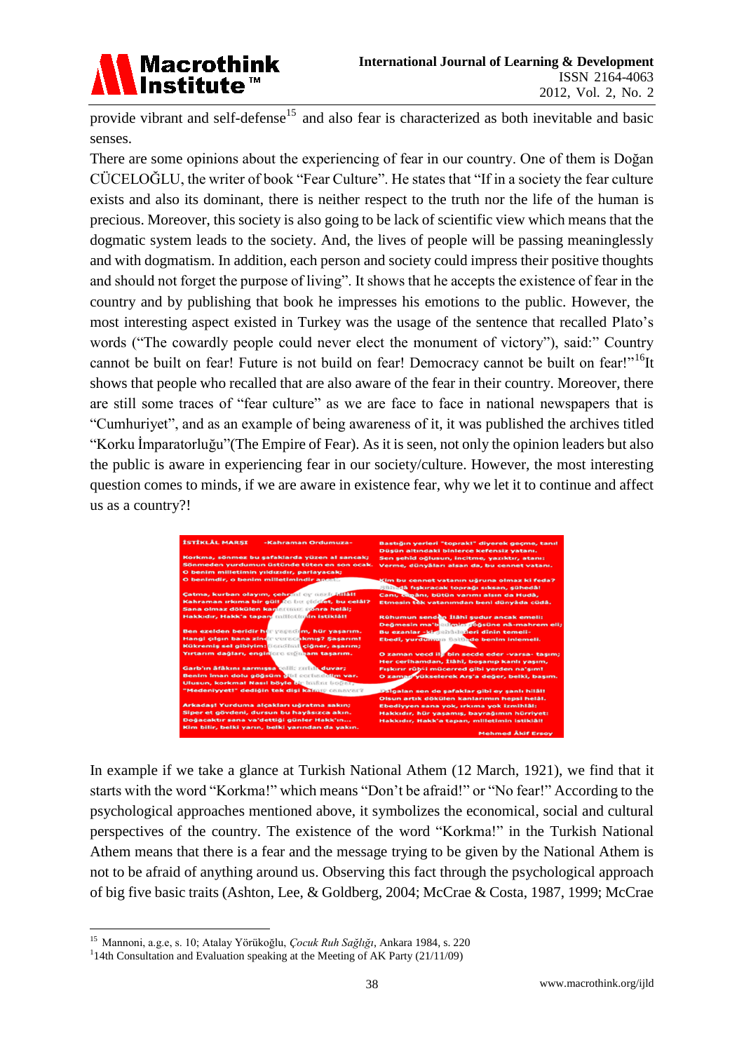provide vibrant and self-defense[15] and also fear is characterized as both inevitable and basic senses.

There are some opinions about the experiencing of fear in our country. One of them is Doğan CÜCELOĞLU, the writer of book "Fear Culture". He states that "If in a society the fear culture exists and also its dominant, there is neither respect to the truth nor the life of the human is precious. Moreover, this society is also going to be lack of scientific view which means that the dogmatic system leads to the society. And, the lives of people will be passing meaninglessly and with dogmatism. In addition, each person and society could impress their positive thoughts and should not forget the purpose of living". It shows that he accepts the existence of fear in the country and by publishing that book he impresses his emotions to the public. However, the most interesting aspect existed in Turkey was the usage of the sentence that recalled Plato's words ("The cowardly people could never elect the monument of victory"), said:" Country cannot be built on fear! Future is not build on fear! Democracy cannot be built on fear!"[16]It shows that people who recalled that are also aware of the fear in their country. Moreover, there are still some traces of "fear culture" as we are face to face in national newspapers that is "Cumhuriyet", and as an example of being awareness of it, it was published the archives titled "Korku İmparatorluğu"(The Empire of Fear). As it is seen, not only the opinion leaders but also the public is aware in experiencing fear in our society/culture. However, the most interesting question comes to minds, if we are aware in existence fear, why we let it to continue and affect us as a country?!

In example if we take a glance at Turkish National Athem (12 March, 1921), we find that it starts with the word "Korkma!" which means "Don't be afraid!" or "No fear!" According to the psychological approaches mentioned above, it symbolizes the economical, social and cultural perspectives of the country. The existence of the word "Korkma!" in the Turkish National Athem means that there is a fear and the message trying to be given by the National Athem is not to be afraid of anything around us. Observing this fact through the psychological approach of big five basic traits (Ashton, Lee, & Goldberg, 2004; McCrae & Costa, 1987, 1999; McCrae

---

[15] Mannoni, a.g.e, s. 10; Atalay Yörükoğlu, *Çocuk Ruh Sağlığı*, Ankara 1984, s. 220

[16] 14th Consultation and Evaluation speaking at the Meeting of AK Party (21/11/09)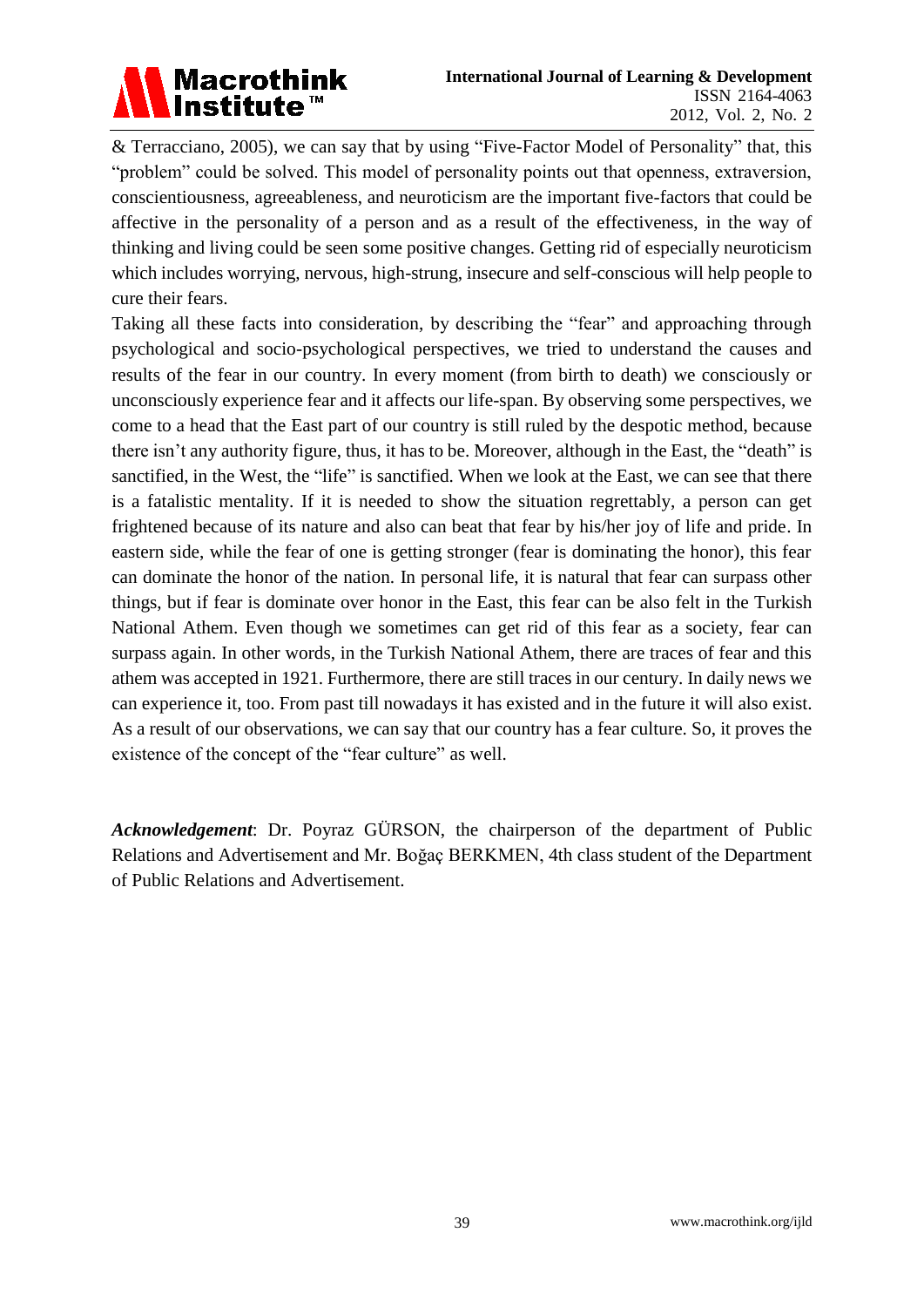& Terracciano, 2005), we can say that by using "Five-Factor Model of Personality" that, this "problem" could be solved. This model of personality points out that openness, extraversion, conscientiousness, agreeableness, and neuroticism are the important five-factors that could be affective in the personality of a person and as a result of the effectiveness, in the way of thinking and living could be seen some positive changes. Getting rid of especially neuroticism which includes worrying, nervous, high-strung, insecure and self-conscious will help people to cure their fears.

Taking all these facts into consideration, by describing the "fear" and approaching through psychological and socio-psychological perspectives, we tried to understand the causes and results of the fear in our country. In every moment (from birth to death) we consciously or unconsciously experience fear and it affects our life-span. By observing some perspectives, we come to a head that the East part of our country is still ruled by the despotic method, because there isn't any authority figure, thus, it has to be. Moreover, although in the East, the "death" is sanctified, in the West, the "life" is sanctified. When we look at the East, we can see that there is a fatalistic mentality. If it is needed to show the situation regrettably, a person can get frightened because of its nature and also can beat that fear by his/her joy of life and pride. In eastern side, while the fear of one is getting stronger (fear is dominating the honor), this fear can dominate the honor of the nation. In personal life, it is natural that fear can surpass other things, but if fear is dominate over honor in the East, this fear can be also felt in the Turkish National Athem. Even though we sometimes can get rid of this fear as a society, fear can surpass again. In other words, in the Turkish National Athem, there are traces of fear and this athem was accepted in 1921. Furthermore, there are still traces in our century. In daily news we can experience it, too. From past till nowadays it has existed and in the future it will also exist. As a result of our observations, we can say that our country has a fear culture. So, it proves the existence of the concept of the "fear culture" as well.

***Acknowledgement***: Dr. Poyraz GÜRSON, the chairperson of the department of Public Relations and Advertisement and Mr. Boğaç BERKMEN, 4th class student of the Department of Public Relations and Advertisement.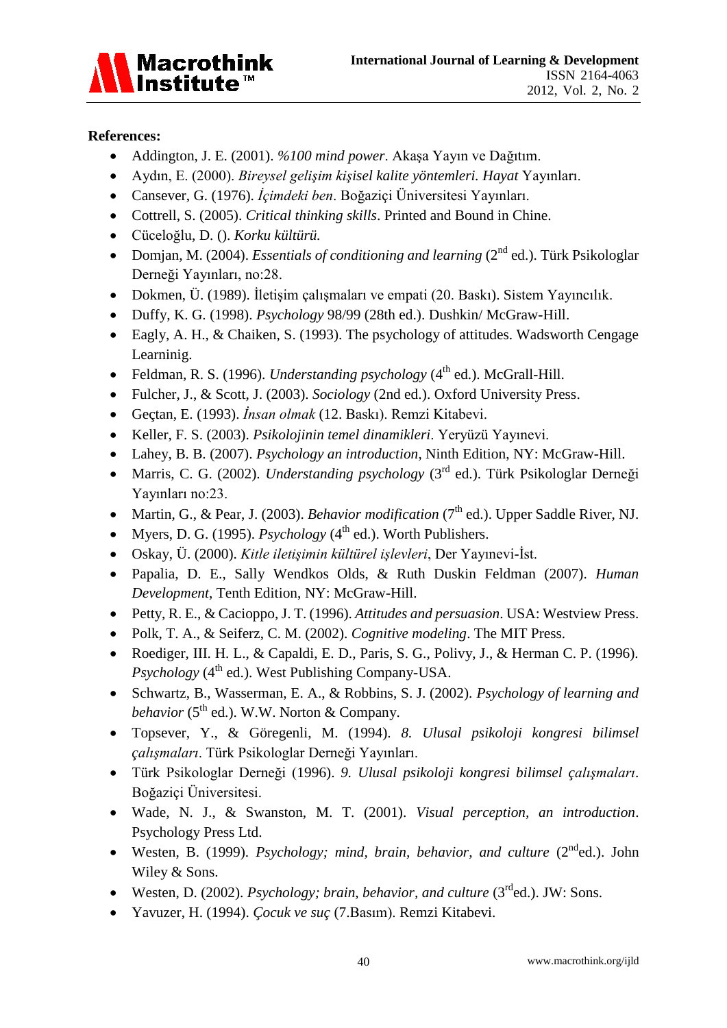**References:**

- Addington, J. E. (2001). *%100 mind power*. Akaşa Yayın ve Dağıtım.
- Aydın, E. (2000). *Bireysel gelişim kişisel kalite yöntemleri. Hayat* Yayınları.
- Cansever, G. (1976). *İçimdeki ben*. Boğaziçi Üniversitesi Yayınları.
- Cottrell, S. (2005). *Critical thinking skills*. Printed and Bound in Chine.
- Cüceloğlu, D. (). *Korku kültürü.*
- Domjan, M. (2004). *Essentials of conditioning and learning* (2nd ed.). Türk Psikologlar Derneği Yayınları, no:28.
- Dokmen, Ü. (1989). İletişim çalışmaları ve empati (20. Baskı). Sistem Yayıncılık.
- Duffy, K. G. (1998). *Psychology* 98/99 (28th ed.). Dushkin/ McGraw-Hill.
- Eagly, A. H., & Chaiken, S. (1993). The psychology of attitudes. Wadsworth Cengage Learninig.
- Feldman, R. S. (1996). *Understanding psychology* (4th ed.). McGrall-Hill.
- Fulcher, J., & Scott, J. (2003). *Sociology* (2nd ed.). Oxford University Press.
- Geçtan, E. (1993). *İnsan olmak* (12. Baskı). Remzi Kitabevi.
- Keller, F. S. (2003). *Psikolojinin temel dinamikleri*. Yeryüzü Yayınevi.
- Lahey, B. B. (2007). *Psychology an introduction*, Ninth Edition, NY: McGraw-Hill.
- Marris, C. G. (2002). *Understanding psychology* (3rd ed.). Türk Psikologlar Derneği Yayınları no:23.
- Martin, G., & Pear, J. (2003). *Behavior modification* (7th ed.). Upper Saddle River, NJ.
- Myers, D. G. (1995). *Psychology* (4th ed.). Worth Publishers.
- Oskay, Ü. (2000). *Kitle iletişimin kültürel işlevleri*, Der Yayınevi-İst.
- Papalia, D. E., Sally Wendkos Olds, & Ruth Duskin Feldman (2007). *Human Development*, Tenth Edition, NY: McGraw-Hill.
- Petty, R. E., & Cacioppo, J. T. (1996). *Attitudes and persuasion*. USA: Westview Press.
- Polk, T. A., & Seiferz, C. M. (2002). *Cognitive modeling*. The MIT Press.
- Roediger, III. H. L., & Capaldi, E. D., Paris, S. G., Polivy, J., & Herman C. P. (1996). *Psychology* (4th ed.). West Publishing Company-USA.
- Schwartz, B., Wasserman, E. A., & Robbins, S. J. (2002). *Psychology of learning and behavior* (5th ed.). W.W. Norton & Company.
- Topsever, Y., & Göregenli, M. (1994). *8. Ulusal psikoloji kongresi bilimsel çalışmaları*. Türk Psikologlar Derneği Yayınları.
- Türk Psikologlar Derneği (1996). *9. Ulusal psikoloji kongresi bilimsel çalışmaları*. Boğaziçi Üniversitesi.
- Wade, N. J., & Swanston, M. T. (2001). *Visual perception, an introduction*. Psychology Press Ltd.
- Westen, B. (1999). *Psychology; mind, brain, behavior, and culture* (2nded.). John Wiley & Sons.
- Westen, D. (2002). *Psychology; brain, behavior, and culture* (3rded.). JW: Sons.
- Yavuzer, H. (1994). *Çocuk ve suç* (7.Basım). Remzi Kitabevi.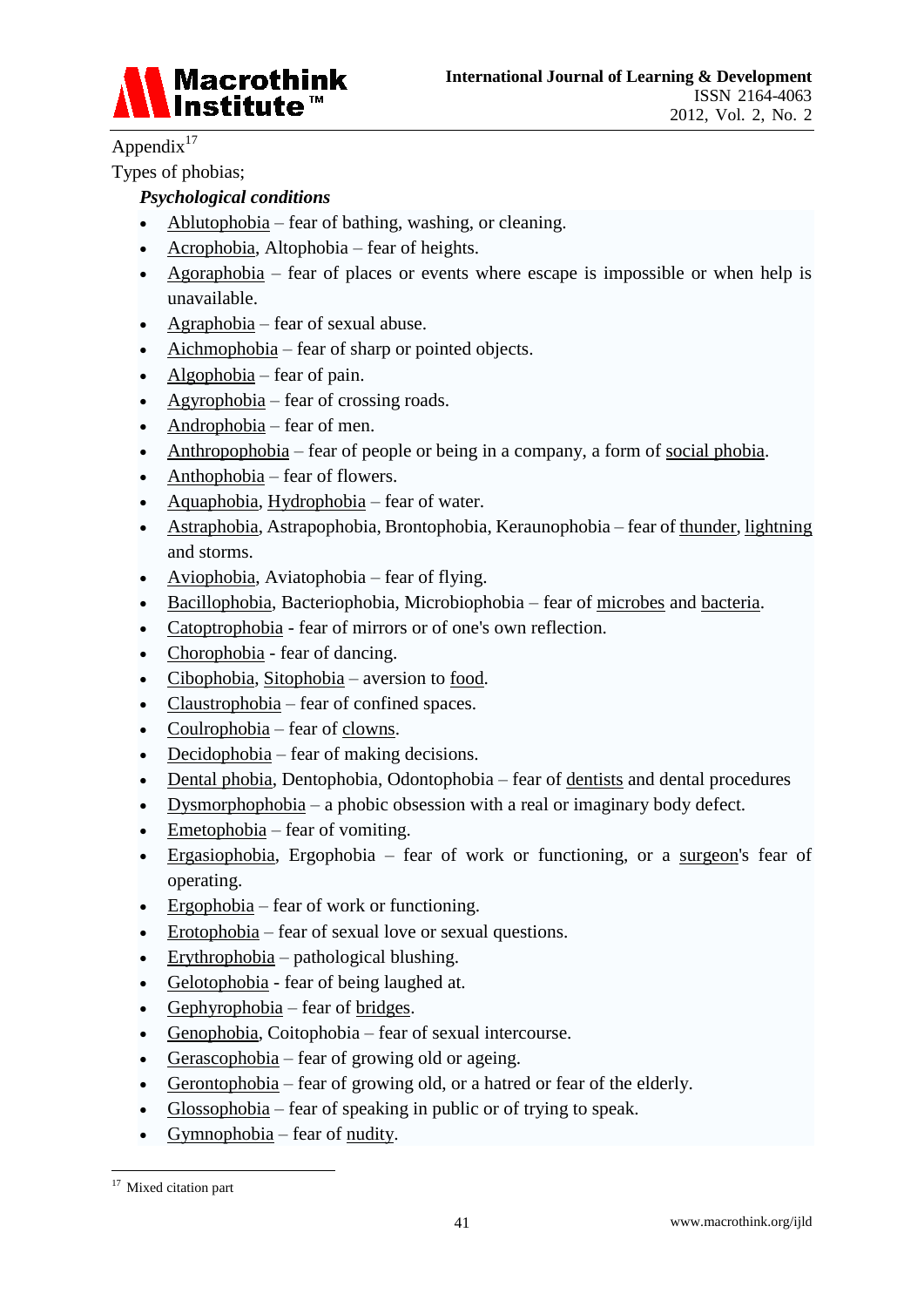Appendix[17]

Types of phobias;

***Psychological conditions***

- Ablutophobia – fear of bathing, washing, or cleaning.
- Acrophobia, Altophobia – fear of heights.
- Agoraphobia – fear of places or events where escape is impossible or when help is unavailable.
- Agraphobia – fear of sexual abuse.
- Aichmophobia – fear of sharp or pointed objects.
- Algophobia – fear of pain.
- Agyrophobia – fear of crossing roads.
- Androphobia – fear of men.
- Anthropophobia – fear of people or being in a company, a form of social phobia.
- Anthophobia – fear of flowers.
- Aquaphobia, Hydrophobia – fear of water.
- Astraphobia, Astrapophobia, Brontophobia, Keraunophobia – fear of thunder, lightning and storms.
- Aviophobia, Aviatophobia – fear of flying.
- Bacillophobia, Bacteriophobia, Microbiophobia – fear of microbes and bacteria.
- Catoptrophobia - fear of mirrors or of one's own reflection.
- Chorophobia - fear of dancing.
- Cibophobia, Sitophobia – aversion to food.
- Claustrophobia – fear of confined spaces.
- Coulrophobia – fear of clowns.
- Decidophobia – fear of making decisions.
- Dental phobia, Dentophobia, Odontophobia – fear of dentists and dental procedures
- Dysmorphophobia – a phobic obsession with a real or imaginary body defect.
- Emetophobia – fear of vomiting.
- Ergasiophobia, Ergophobia – fear of work or functioning, or a surgeon's fear of operating.
- Ergophobia – fear of work or functioning.
- Erotophobia – fear of sexual love or sexual questions.
- Erythrophobia – pathological blushing.
- Gelotophobia - fear of being laughed at.
- Gephyrophobia – fear of bridges.
- Genophobia, Coitophobia – fear of sexual intercourse.
- Gerascophobia – fear of growing old or ageing.
- Gerontophobia – fear of growing old, or a hatred or fear of the elderly.
- Glossophobia – fear of speaking in public or of trying to speak.
- Gymnophobia – fear of nudity.

[17] Mixed citation part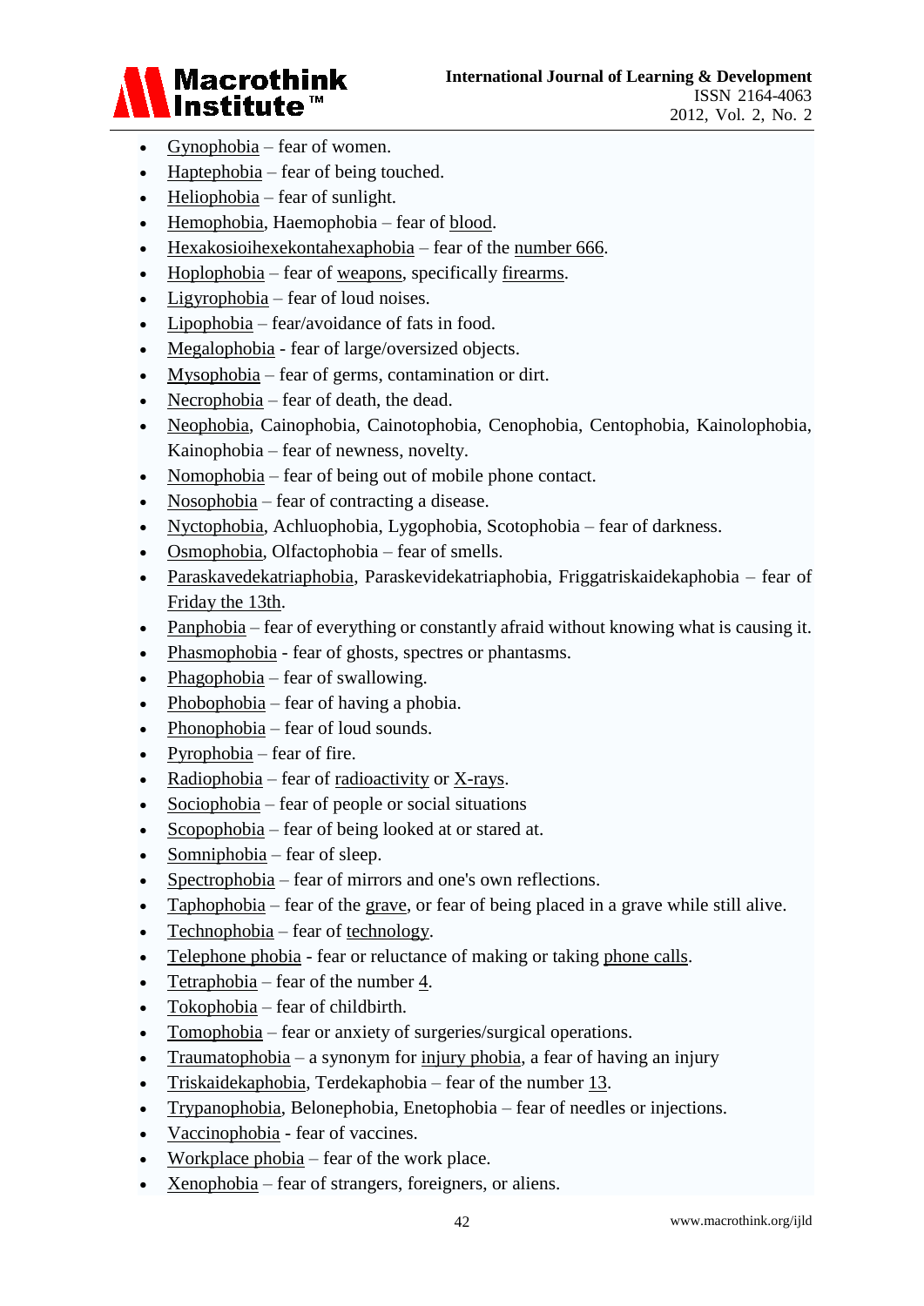- Gynophobia – fear of women.
- Haptephobia – fear of being touched.
- Heliophobia – fear of sunlight.
- Hemophobia, Haemophobia – fear of blood.
- Hexakosioihexekontahexaphobia – fear of the number 666.
- Hoplophobia – fear of weapons, specifically firearms.
- Ligyrophobia – fear of loud noises.
- Lipophobia – fear/avoidance of fats in food.
- Megalophobia - fear of large/oversized objects.
- Mysophobia – fear of germs, contamination or dirt.
- Necrophobia – fear of death, the dead.
- Neophobia, Cainophobia, Cainotophobia, Cenophobia, Centophobia, Kainolophobia, Kainophobia – fear of newness, novelty.
- Nomophobia – fear of being out of mobile phone contact.
- Nosophobia – fear of contracting a disease.
- Nyctophobia, Achluophobia, Lygophobia, Scotophobia – fear of darkness.
- Osmophobia, Olfactophobia – fear of smells.
- Paraskavedekatriaphobia, Paraskevidekatriaphobia, Friggatriskaidekaphobia – fear of Friday the 13th.
- Panphobia – fear of everything or constantly afraid without knowing what is causing it.
- Phasmophobia - fear of ghosts, spectres or phantasms.
- Phagophobia – fear of swallowing.
- Phobophobia – fear of having a phobia.
- Phonophobia – fear of loud sounds.
- Pyrophobia – fear of fire.
- Radiophobia – fear of radioactivity or X-rays.
- Sociophobia – fear of people or social situations
- Scopophobia – fear of being looked at or stared at.
- Somniphobia – fear of sleep.
- Spectrophobia – fear of mirrors and one's own reflections.
- Taphophobia – fear of the grave, or fear of being placed in a grave while still alive.
- Technophobia – fear of technology.
- Telephone phobia - fear or reluctance of making or taking phone calls.
- Tetraphobia – fear of the number 4.
- Tokophobia – fear of childbirth.
- Tomophobia – fear or anxiety of surgeries/surgical operations.
- Traumatophobia – a synonym for injury phobia, a fear of having an injury
- Triskaidekaphobia, Terdekaphobia – fear of the number 13.
- Trypanophobia, Belonephobia, Enetophobia – fear of needles or injections.
- Vaccinophobia - fear of vaccines.
- Workplace phobia – fear of the work place.
- Xenophobia – fear of strangers, foreigners, or aliens.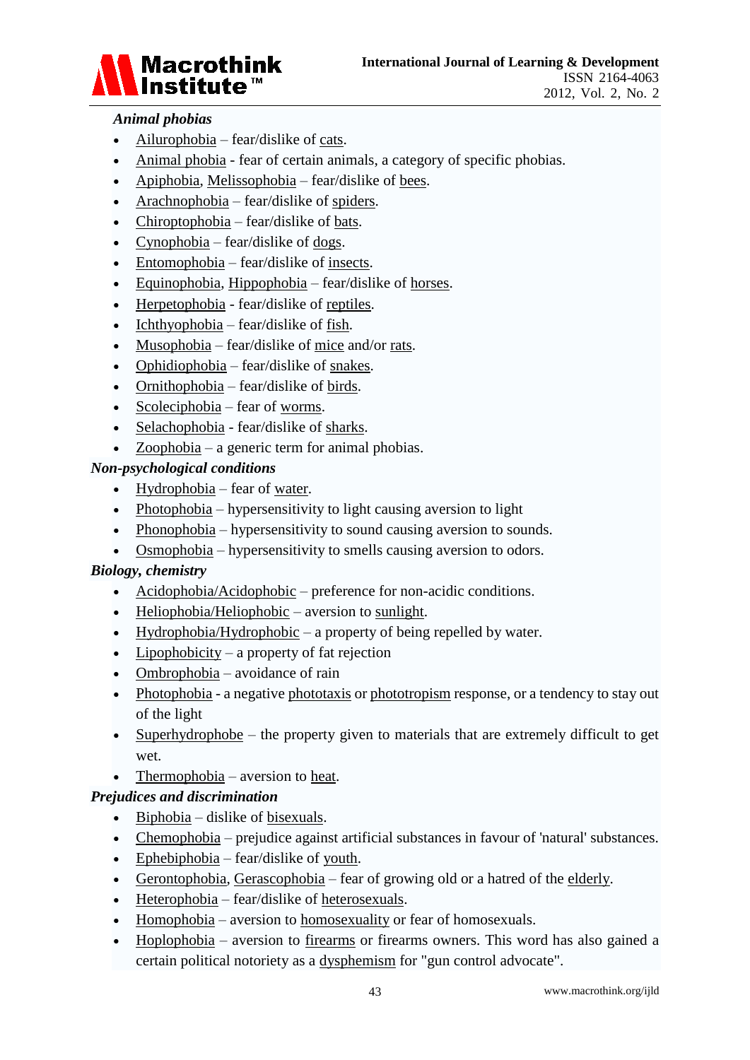*Animal phobias*

- Ailurophobia – fear/dislike of cats.
- Animal phobia - fear of certain animals, a category of specific phobias.
- Apiphobia, Melissophobia – fear/dislike of bees.
- Arachnophobia – fear/dislike of spiders.
- Chiroptophobia – fear/dislike of bats.
- Cynophobia – fear/dislike of dogs.
- Entomophobia – fear/dislike of insects.
- Equinophobia, Hippophobia – fear/dislike of horses.
- Herpetophobia - fear/dislike of reptiles.
- Ichthyophobia – fear/dislike of fish.
- Musophobia – fear/dislike of mice and/or rats.
- Ophidiophobia – fear/dislike of snakes.
- Ornithophobia – fear/dislike of birds.
- Scoleciphobia – fear of worms.
- Selachophobia - fear/dislike of sharks.
- Zoophobia – a generic term for animal phobias.

***Non-psychological conditions***

- Hydrophobia – fear of water.
- Photophobia – hypersensitivity to light causing aversion to light
- Phonophobia – hypersensitivity to sound causing aversion to sounds.
- Osmophobia – hypersensitivity to smells causing aversion to odors.

***Biology, chemistry***

- Acidophobia/Acidophobic – preference for non-acidic conditions.
- Heliophobia/Heliophobic – aversion to sunlight.
- Hydrophobia/Hydrophobic – a property of being repelled by water.
- Lipophobicity – a property of fat rejection
- Ombrophobia – avoidance of rain
- Photophobia - a negative phototaxis or phototropism response, or a tendency to stay out of the light
- Superhydrophobe – the property given to materials that are extremely difficult to get wet.
- Thermophobia – aversion to heat.

***Prejudices and discrimination***

- Biphobia – dislike of bisexuals.
- Chemophobia – prejudice against artificial substances in favour of 'natural' substances.
- Ephebiphobia – fear/dislike of youth.
- Gerontophobia, Gerascophobia – fear of growing old or a hatred of the elderly.
- Heterophobia – fear/dislike of heterosexuals.
- Homophobia – aversion to homosexuality or fear of homosexuals.
- Hoplophobia – aversion to firearms or firearms owners. This word has also gained a certain political notoriety as a dysphemism for "gun control advocate".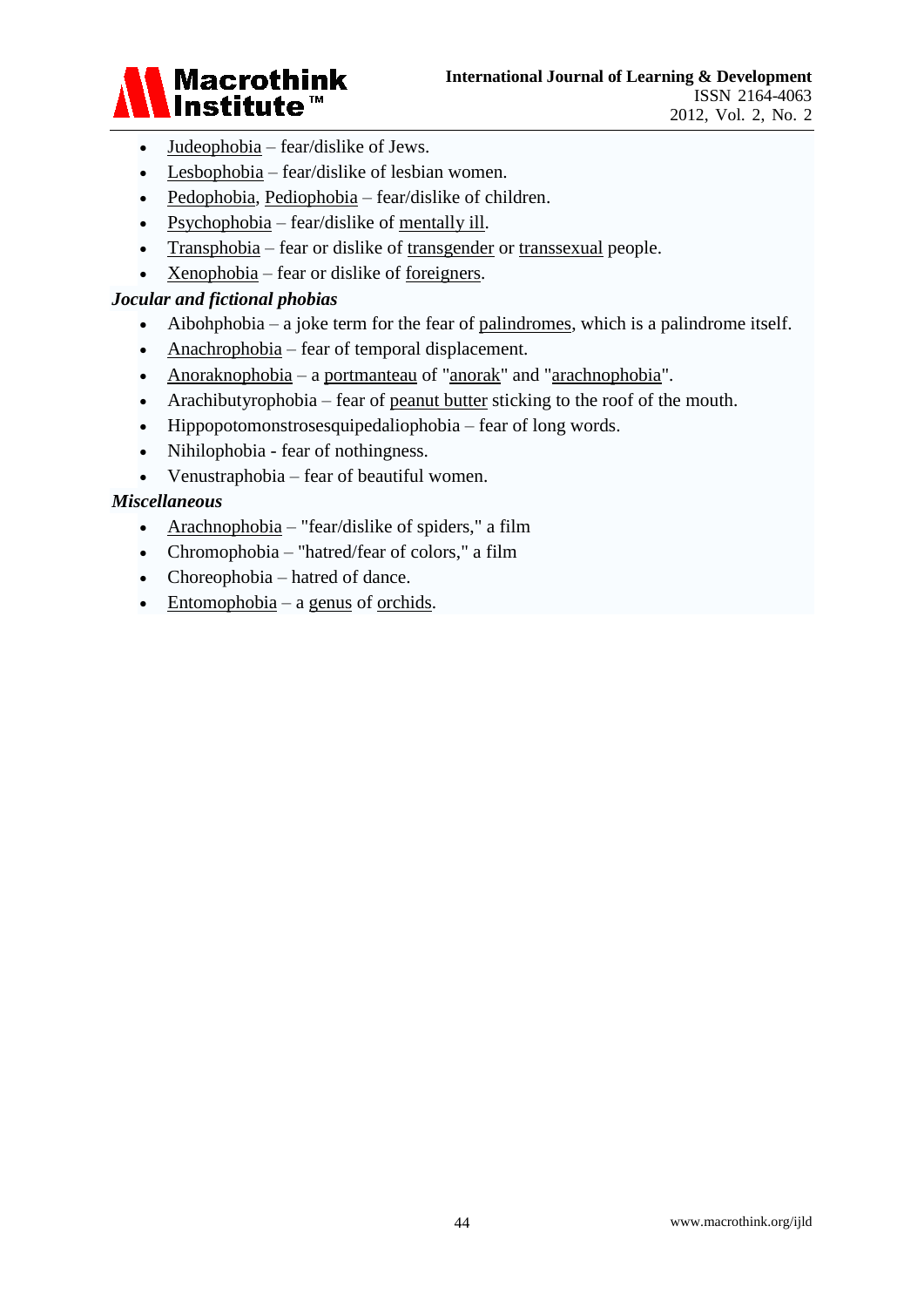- Judeophobia – fear/dislike of Jews.
- Lesbophobia – fear/dislike of lesbian women.
- Pedophobia, Pediophobia – fear/dislike of children.
- Psychophobia – fear/dislike of mentally ill.
- Transphobia – fear or dislike of transgender or transsexual people.
- Xenophobia – fear or dislike of foreigners.

***Jocular and fictional phobias***

- Aibohphobia – a joke term for the fear of palindromes, which is a palindrome itself.
- Anachrophobia – fear of temporal displacement.
- Anoraknophobia – a portmanteau of "anorak" and "arachnophobia".
- Arachibutyrophobia – fear of peanut butter sticking to the roof of the mouth.
- Hippopotomonstrosesquipedaliophobia – fear of long words.
- Nihilophobia - fear of nothingness.
- Venustraphobia – fear of beautiful women.

***Miscellaneous***

- Arachnophobia – "fear/dislike of spiders," a film
- Chromophobia – "hatred/fear of colors," a film
- Choreophobia – hatred of dance.
- Entomophobia – a genus of orchids.